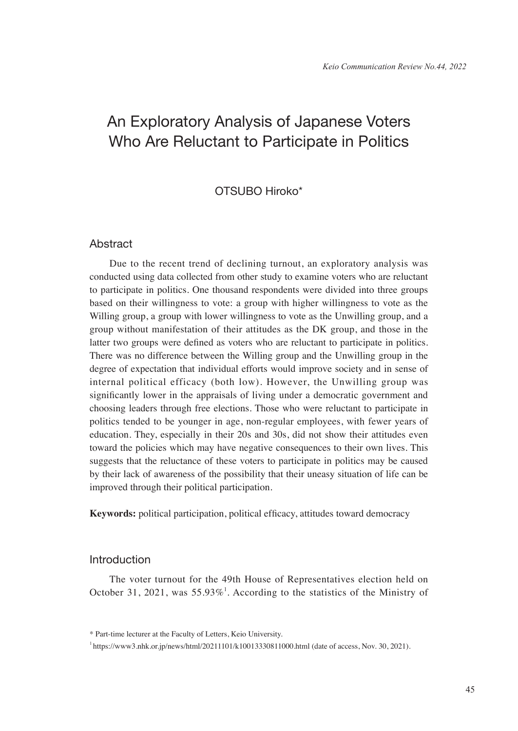# An Exploratory Analysis of Japanese Voters Who Are Reluctant to Participate in Politics

OTSUBO Hiroko*

## Abstract

Due to the recent trend of declining turnout, an exploratory analysis was conducted using data collected from other study to examine voters who are reluctant to participate in politics. One thousand respondents were divided into three groups based on their willingness to vote: a group with higher willingness to vote as the Willing group, a group with lower willingness to vote as the Unwilling group, and a group without manifestation of their attitudes as the DK group, and those in the latter two groups were defined as voters who are reluctant to participate in politics. There was no difference between the Willing group and the Unwilling group in the degree of expectation that individual efforts would improve society and in sense of internal political efficacy (both low). However, the Unwilling group was significantly lower in the appraisals of living under a democratic government and choosing leaders through free elections. Those who were reluctant to participate in politics tended to be younger in age, non-regular employees, with fewer years of education. They, especially in their 20s and 30s, did not show their attitudes even toward the policies which may have negative consequences to their own lives. This suggests that the reluctance of these voters to participate in politics may be caused by their lack of awareness of the possibility that their uneasy situation of life can be improved through their political participation.

**Keywords:** political participation, political efficacy, attitudes toward democracy

## Introduction

The voter turnout for the 49th House of Representatives election held on October 31, 2021, was 55.93%[1]. According to the statistics of the Ministry of

---

* Part-time lecturer at the Faculty of Letters, Keio University.

[1] https://www3.nhk.or.jp/news/html/20211101/k10013330811000.html (date of access, Nov. 30, 2021).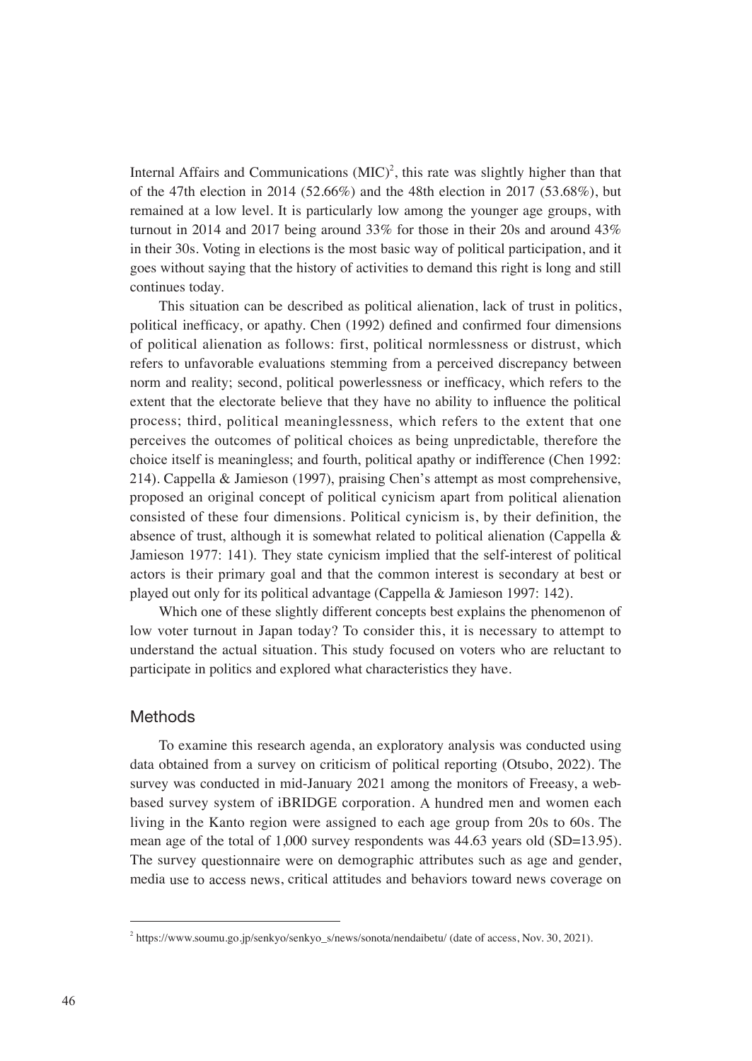Internal Affairs and Communications (MIC)[2], this rate was slightly higher than that of the 47th election in 2014 (52.66%) and the 48th election in 2017 (53.68%), but remained at a low level. It is particularly low among the younger age groups, with turnout in 2014 and 2017 being around 33% for those in their 20s and around 43% in their 30s. Voting in elections is the most basic way of political participation, and it goes without saying that the history of activities to demand this right is long and still continues today.

This situation can be described as political alienation, lack of trust in politics, political inefficacy, or apathy. Chen (1992) defined and confirmed four dimensions of political alienation as follows: first, political normlessness or distrust, which refers to unfavorable evaluations stemming from a perceived discrepancy between norm and reality; second, political powerlessness or inefficacy, which refers to the extent that the electorate believe that they have no ability to influence the political process; third, political meaninglessness, which refers to the extent that one perceives the outcomes of political choices as being unpredictable, therefore the choice itself is meaningless; and fourth, political apathy or indifference (Chen 1992: 214). Cappella & Jamieson (1997), praising Chen's attempt as most comprehensive, proposed an original concept of political cynicism apart from political alienation consisted of these four dimensions. Political cynicism is, by their definition, the absence of trust, although it is somewhat related to political alienation (Cappella & Jamieson 1977: 141). They state cynicism implied that the self-interest of political actors is their primary goal and that the common interest is secondary at best or played out only for its political advantage (Cappella & Jamieson 1997: 142).

Which one of these slightly different concepts best explains the phenomenon of low voter turnout in Japan today? To consider this, it is necessary to attempt to understand the actual situation. This study focused on voters who are reluctant to participate in politics and explored what characteristics they have.

## Methods

To examine this research agenda, an exploratory analysis was conducted using data obtained from a survey on criticism of political reporting (Otsubo, 2022). The survey was conducted in mid-January 2021 among the monitors of Freeasy, a web-based survey system of iBRIDGE corporation. A hundred men and women each living in the Kanto region were assigned to each age group from 20s to 60s. The mean age of the total of 1,000 survey respondents was 44.63 years old (SD=13.95). The survey questionnaire were on demographic attributes such as age and gender, media use to access news, critical attitudes and behaviors toward news coverage on

[2] https://www.soumu.go.jp/senkyo/senkyo_s/news/sonota/nendaibetu/ (date of access, Nov. 30, 2021).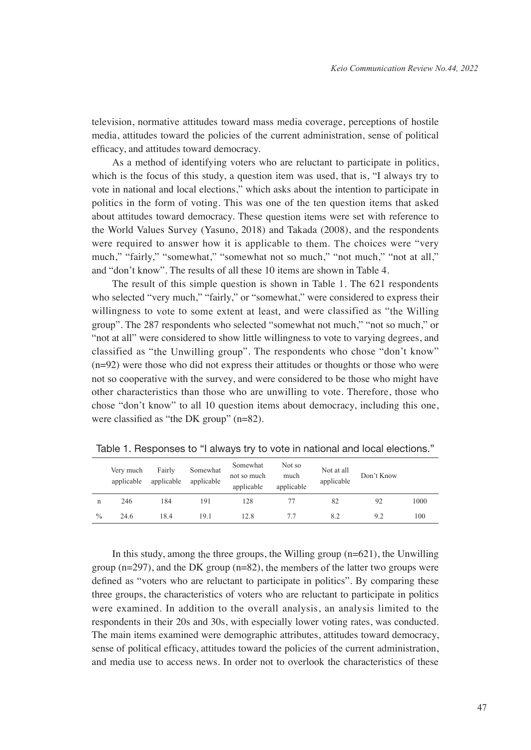television, normative attitudes toward mass media coverage, perceptions of hostile media, attitudes toward the policies of the current administration, sense of political efficacy, and attitudes toward democracy.

As a method of identifying voters who are reluctant to participate in politics, which is the focus of this study, a question item was used, that is, "I always try to vote in national and local elections," which asks about the intention to participate in politics in the form of voting. This was one of the ten question items that asked about attitudes toward democracy. These question items were set with reference to the World Values Survey (Yasuno, 2018) and Takada (2008), and the respondents were required to answer how it is applicable to them. The choices were "very much," "fairly," "somewhat," "somewhat not so much," "not much," "not at all," and "don't know". The results of all these 10 items are shown in Table 4.

The result of this simple question is shown in Table 1. The 621 respondents who selected "very much," "fairly," or "somewhat," were considered to express their willingness to vote to some extent at least, and were classified as "the Willing group". The 287 respondents who selected "somewhat not much," "not so much," or "not at all" were considered to show little willingness to vote to varying degrees, and classified as "the Unwilling group". The respondents who chose "don't know" (n=92) were those who did not express their attitudes or thoughts or those who were not so cooperative with the survey, and were considered to be those who might have other characteristics than those who are unwilling to vote. Therefore, those who chose "don't know" to all 10 question items about democracy, including this one, were classified as "the DK group" (n=82).

Table 1. Responses to "I always try to vote in national and local elections."

| | Very much applicable | Fairly applicable | Somewhat applicable | Somewhat not so much applicable | Not so much applicable | Not at all applicable | Don't Know | |
|---|---|---|---|---|---|---|---|---|
| n | 246 | 184 | 191 | 128 | 77 | 82 | 92 | 1000 |
| % | 24.6 | 18.4 | 19.1 | 12.8 | 7.7 | 8.2 | 9.2 | 100 |

In this study, among the three groups, the Willing group (n=621), the Unwilling group (n=297), and the DK group (n=82), the members of the latter two groups were defined as "voters who are reluctant to participate in politics". By comparing these three groups, the characteristics of voters who are reluctant to participate in politics were examined. In addition to the overall analysis, an analysis limited to the respondents in their 20s and 30s, with especially lower voting rates, was conducted. The main items examined were demographic attributes, attitudes toward democracy, sense of political efficacy, attitudes toward the policies of the current administration, and media use to access news. In order not to overlook the characteristics of these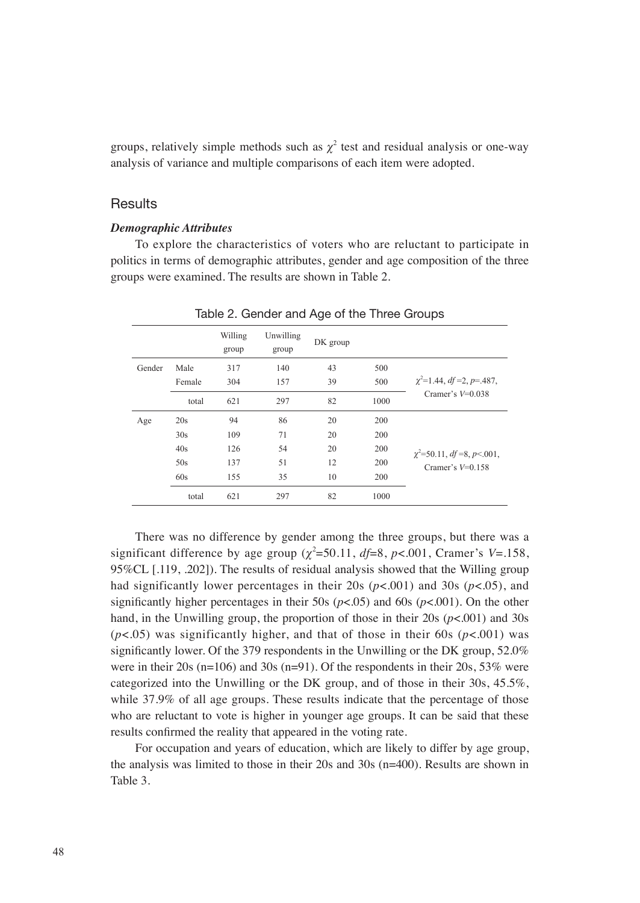groups, relatively simple methods such as $\chi^2$ test and residual analysis or one-way analysis of variance and multiple comparisons of each item were adopted.

## Results

### *Demographic Attributes*

To explore the characteristics of voters who are reluctant to participate in politics in terms of demographic attributes, gender and age composition of the three groups were examined. The results are shown in Table 2.

Table 2. Gender and Age of the Three Groups

| | | Willing group | Unwilling group | DK group | | |
|---|---|---|---|---|---|---|
| Gender | Male | 317 | 140 | 43 | 500 | $\chi^2$=1.44, *df* =2, *p*=.487, Cramer's *V*=0.038 |
| | Female | 304 | 157 | 39 | 500 | |
| | total | 621 | 297 | 82 | 1000 | |
| Age | 20s | 94 | 86 | 20 | 200 | $\chi^2$=50.11, *df* =8, *p*<.001, Cramer's *V*=0.158 |
| | 30s | 109 | 71 | 20 | 200 | |
| | 40s | 126 | 54 | 20 | 200 | |
| | 50s | 137 | 51 | 12 | 200 | |
| | 60s | 155 | 35 | 10 | 200 | |
| | total | 621 | 297 | 82 | 1000 | |

There was no difference by gender among the three groups, but there was a significant difference by age group ($\chi^2$=50.11, *df*=8, *p*<.001, Cramer's *V*=.158, 95%CL [.119, .202]). The results of residual analysis showed that the Willing group had significantly lower percentages in their 20s (*p*<.001) and 30s (*p*<.05), and significantly higher percentages in their 50s (*p*<.05) and 60s (*p*<.001). On the other hand, in the Unwilling group, the proportion of those in their 20s (*p*<.001) and 30s (*p*<.05) was significantly higher, and that of those in their 60s (*p*<.001) was significantly lower. Of the 379 respondents in the Unwilling or the DK group, 52.0% were in their 20s (n=106) and 30s (n=91). Of the respondents in their 20s, 53% were categorized into the Unwilling or the DK group, and of those in their 30s, 45.5%, while 37.9% of all age groups. These results indicate that the percentage of those who are reluctant to vote is higher in younger age groups. It can be said that these results confirmed the reality that appeared in the voting rate.

For occupation and years of education, which are likely to differ by age group, the analysis was limited to those in their 20s and 30s (n=400). Results are shown in Table 3.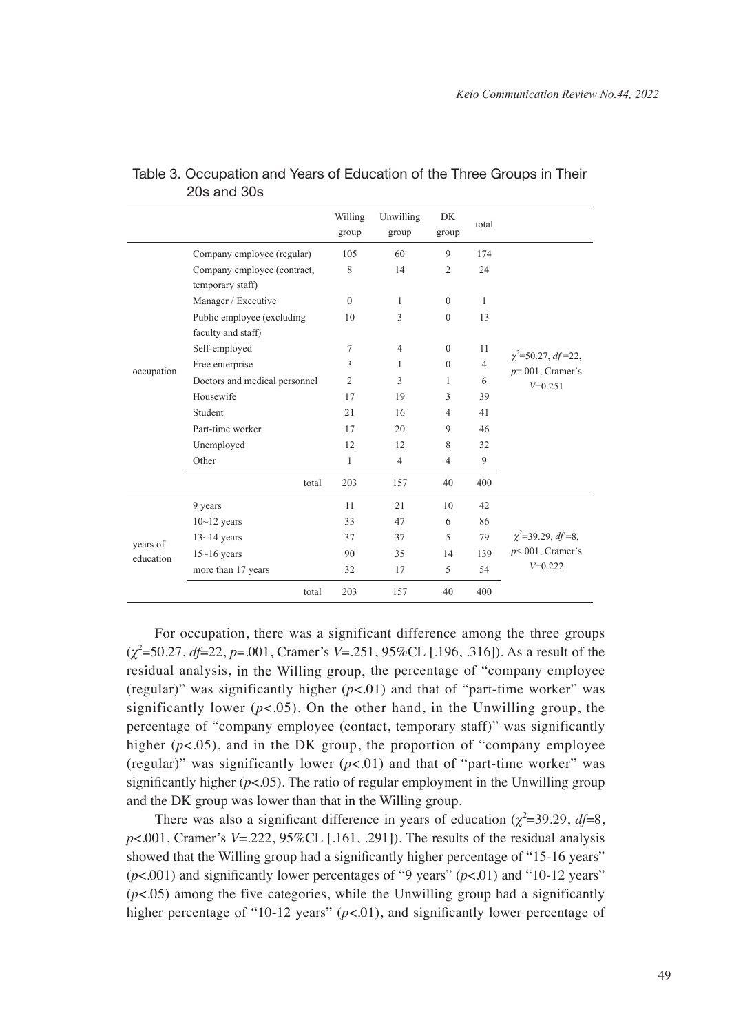Table 3. Occupation and Years of Education of the Three Groups in Their 20s and 30s

| | | Willing group | Unwilling group | DK group | total | |
|---|---|---|---|---|---|---|
| occupation | Company employee (regular) | 105 | 60 | 9 | 174 | $\chi^2$=50.27, $df$=22, $p$=.001, Cramer's $V$=0.251 |
| | Company employee (contract, temporary staff) | 8 | 14 | 2 | 24 | |
| | Manager / Executive | 0 | 1 | 0 | 1 | |
| | Public employee (excluding faculty and staff) | 10 | 3 | 0 | 13 | |
| | Self-employed | 7 | 4 | 0 | 11 | |
| | Free enterprise | 3 | 1 | 0 | 4 | |
| | Doctors and medical personnel | 2 | 3 | 1 | 6 | |
| | Housewife | 17 | 19 | 3 | 39 | |
| | Student | 21 | 16 | 4 | 41 | |
| | Part-time worker | 17 | 20 | 9 | 46 | |
| | Unemployed | 12 | 12 | 8 | 32 | |
| | Other | 1 | 4 | 4 | 9 | |
| | total | 203 | 157 | 40 | 400 | |
| years of education | 9 years | 11 | 21 | 10 | 42 | $\chi^2$=39.29, $df$=8, $p$<.001, Cramer's $V$=0.222 |
| | 10~12 years | 33 | 47 | 6 | 86 | |
| | 13~14 years | 37 | 37 | 5 | 79 | |
| | 15~16 years | 90 | 35 | 14 | 139 | |
| | more than 17 years | 32 | 17 | 5 | 54 | |
| | total | 203 | 157 | 40 | 400 | |

For occupation, there was a significant difference among the three groups ($\chi^2$=50.27, $df$=22, $p$=.001, Cramer's $V$=.251, 95%CL [.196, .316]). As a result of the residual analysis, in the Willing group, the percentage of "company employee (regular)" was significantly higher ($p$<.01) and that of "part-time worker" was significantly lower ($p$<.05). On the other hand, in the Unwilling group, the percentage of "company employee (contact, temporary staff)" was significantly higher ($p$<.05), and in the DK group, the proportion of "company employee (regular)" was significantly lower ($p$<.01) and that of "part-time worker" was significantly higher ($p$<.05). The ratio of regular employment in the Unwilling group and the DK group was lower than that in the Willing group.

There was also a significant difference in years of education ($\chi^2$=39.29, $df$=8, $p$<.001, Cramer's $V$=.222, 95%CL [.161, .291]). The results of the residual analysis showed that the Willing group had a significantly higher percentage of "15-16 years" ($p$<.001) and significantly lower percentages of "9 years" ($p$<.01) and "10-12 years" ($p$<.05) among the five categories, while the Unwilling group had a significantly higher percentage of "10-12 years" ($p$<.01), and significantly lower percentage of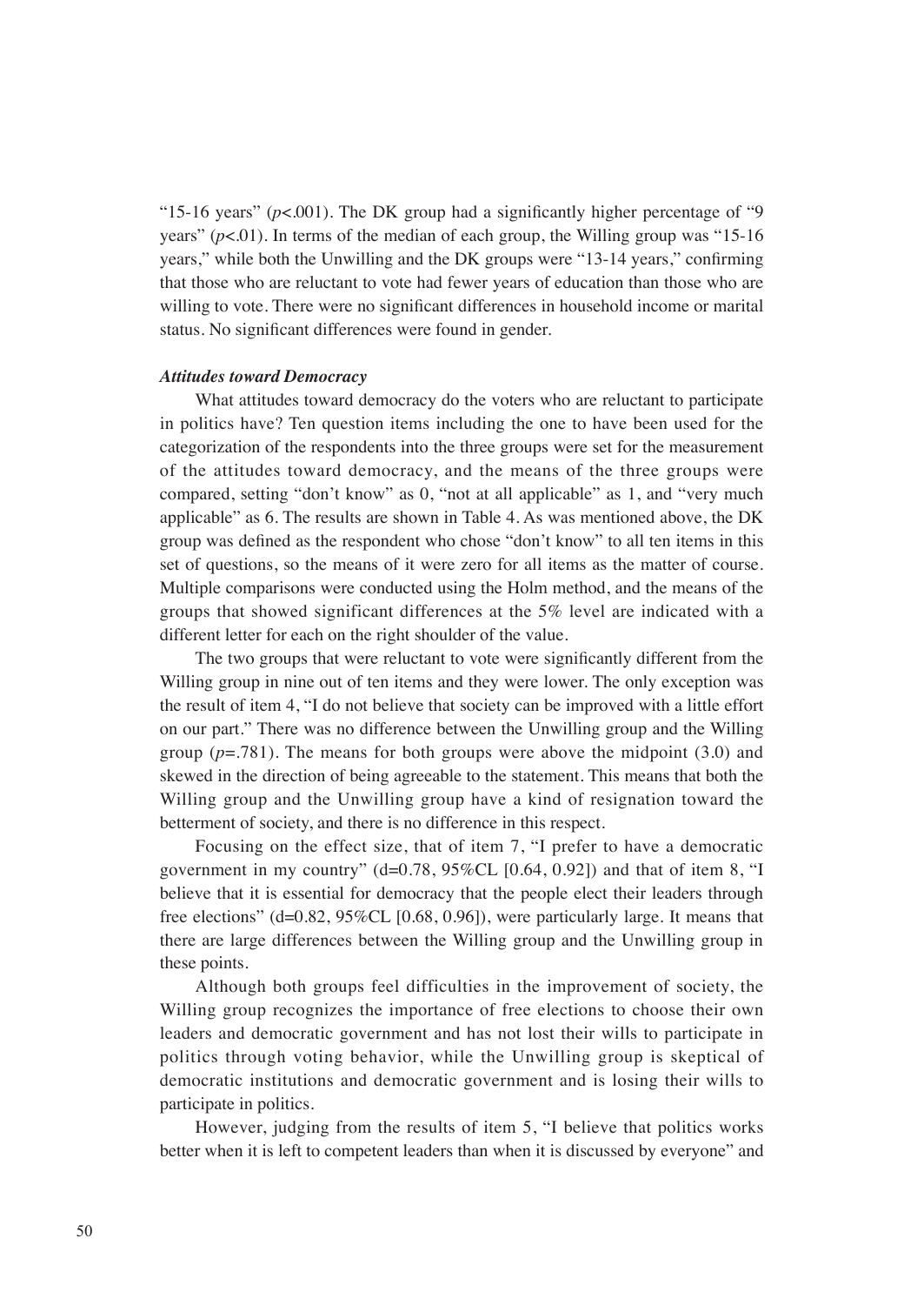"15-16 years" ($p<.001$). The DK group had a significantly higher percentage of "9 years" ($p<.01$). In terms of the median of each group, the Willing group was "15-16 years," while both the Unwilling and the DK groups were "13-14 years," confirming that those who are reluctant to vote had fewer years of education than those who are willing to vote. There were no significant differences in household income or marital status. No significant differences were found in gender.

***Attitudes toward Democracy***

What attitudes toward democracy do the voters who are reluctant to participate in politics have? Ten question items including the one to have been used for the categorization of the respondents into the three groups were set for the measurement of the attitudes toward democracy, and the means of the three groups were compared, setting "don't know" as 0, "not at all applicable" as 1, and "very much applicable" as 6. The results are shown in Table 4. As was mentioned above, the DK group was defined as the respondent who chose "don't know" to all ten items in this set of questions, so the means of it were zero for all items as the matter of course. Multiple comparisons were conducted using the Holm method, and the means of the groups that showed significant differences at the 5% level are indicated with a different letter for each on the right shoulder of the value.

The two groups that were reluctant to vote were significantly different from the Willing group in nine out of ten items and they were lower. The only exception was the result of item 4, "I do not believe that society can be improved with a little effort on our part." There was no difference between the Unwilling group and the Willing group ($p=.781$). The means for both groups were above the midpoint (3.0) and skewed in the direction of being agreeable to the statement. This means that both the Willing group and the Unwilling group have a kind of resignation toward the betterment of society, and there is no difference in this respect.

Focusing on the effect size, that of item 7, "I prefer to have a democratic government in my country" ($d=0.78$, 95%CL [0.64, 0.92]) and that of item 8, "I believe that it is essential for democracy that the people elect their leaders through free elections" ($d=0.82$, 95%CL [0.68, 0.96]), were particularly large. It means that there are large differences between the Willing group and the Unwilling group in these points.

Although both groups feel difficulties in the improvement of society, the Willing group recognizes the importance of free elections to choose their own leaders and democratic government and has not lost their wills to participate in politics through voting behavior, while the Unwilling group is skeptical of democratic institutions and democratic government and is losing their wills to participate in politics.

However, judging from the results of item 5, "I believe that politics works better when it is left to competent leaders than when it is discussed by everyone" and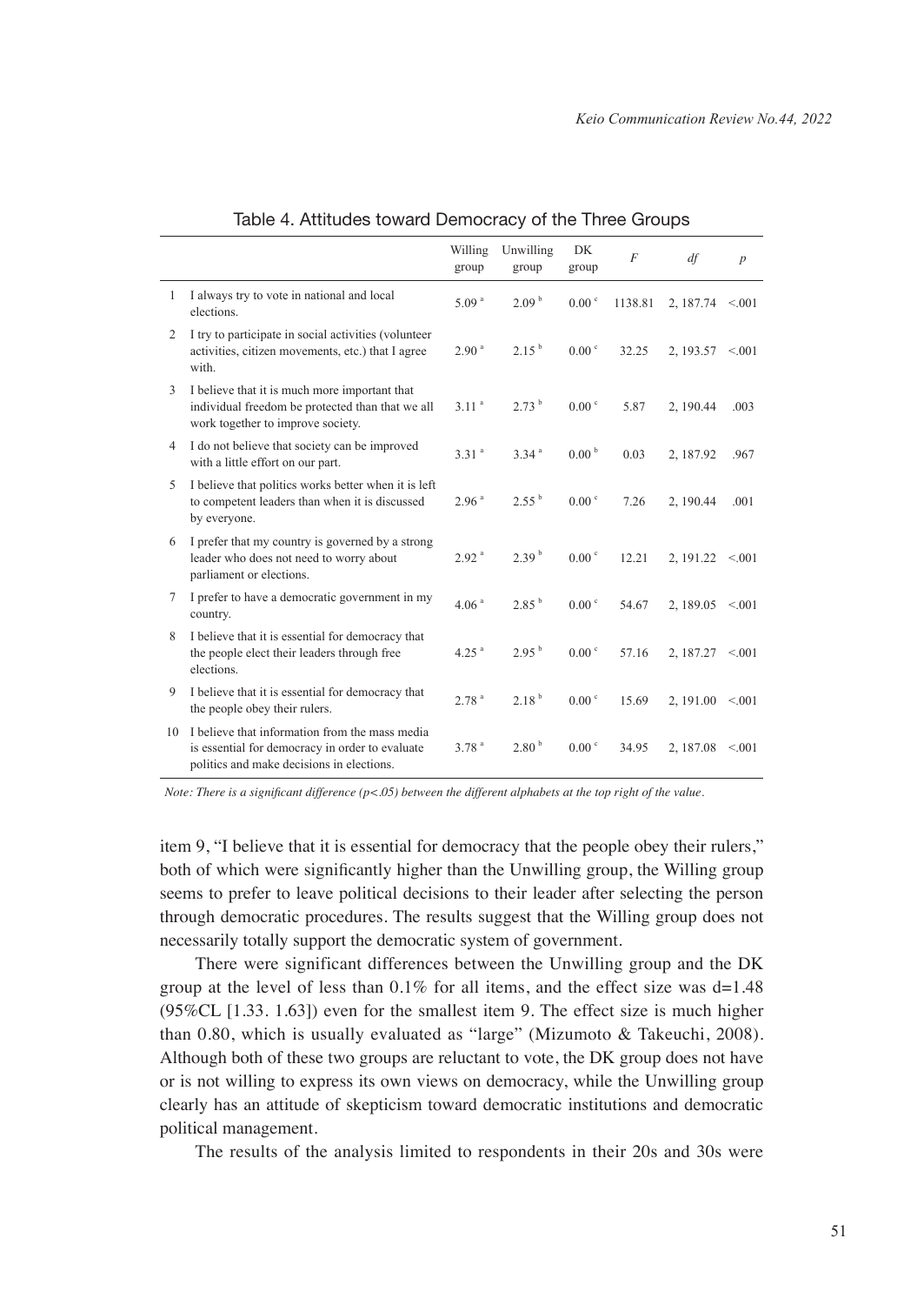Table 4. Attitudes toward Democracy of the Three Groups

| | | Willing group | Unwilling group | DK group | $F$ | $df$ | $p$ |
|---|---|---|---|---|---|---|---|
| 1 | I always try to vote in national and local elections. | 5.09 $^{a}$ | 2.09 $^{b}$ | 0.00 $^{c}$ | 1138.81 | 2, 187.74 | <.001 |
| 2 | I try to participate in social activities (volunteer activities, citizen movements, etc.) that I agree with. | 2.90 $^{a}$ | 2.15 $^{b}$ | 0.00 $^{c}$ | 32.25 | 2, 193.57 | <.001 |
| 3 | I believe that it is much more important that individual freedom be protected than that we all work together to improve society. | 3.11 $^{a}$ | 2.73 $^{b}$ | 0.00 $^{c}$ | 5.87 | 2, 190.44 | .003 |
| 4 | I do not believe that society can be improved with a little effort on our part. | 3.31 $^{a}$ | 3.34 $^{a}$ | 0.00 $^{b}$ | 0.03 | 2, 187.92 | .967 |
| 5 | I believe that politics works better when it is left to competent leaders than when it is discussed by everyone. | 2.96 $^{a}$ | 2.55 $^{b}$ | 0.00 $^{c}$ | 7.26 | 2, 190.44 | .001 |
| 6 | I prefer that my country is governed by a strong leader who does not need to worry about parliament or elections. | 2.92 $^{a}$ | 2.39 $^{b}$ | 0.00 $^{c}$ | 12.21 | 2, 191.22 | <.001 |
| 7 | I prefer to have a democratic government in my country. | 4.06 $^{a}$ | 2.85 $^{b}$ | 0.00 $^{c}$ | 54.67 | 2, 189.05 | <.001 |
| 8 | I believe that it is essential for democracy that the people elect their leaders through free elections. | 4.25 $^{a}$ | 2.95 $^{b}$ | 0.00 $^{c}$ | 57.16 | 2, 187.27 | <.001 |
| 9 | I believe that it is essential for democracy that the people obey their rulers. | 2.78 $^{a}$ | 2.18 $^{b}$ | 0.00 $^{c}$ | 15.69 | 2, 191.00 | <.001 |
| 10 | I believe that information from the mass media is essential for democracy in order to evaluate politics and make decisions in elections. | 3.78 $^{a}$ | 2.80 $^{b}$ | 0.00 $^{c}$ | 34.95 | 2, 187.08 | <.001 |

*Note: There is a significant difference ($p<.05$) between the different alphabets at the top right of the value.*

item 9, "I believe that it is essential for democracy that the people obey their rulers," both of which were significantly higher than the Unwilling group, the Willing group seems to prefer to leave political decisions to their leader after selecting the person through democratic procedures. The results suggest that the Willing group does not necessarily totally support the democratic system of government.

There were significant differences between the Unwilling group and the DK group at the level of less than 0.1% for all items, and the effect size was $d=1.48$ (95%CL [1.33. 1.63]) even for the smallest item 9. The effect size is much higher than 0.80, which is usually evaluated as "large" (Mizumoto & Takeuchi, 2008). Although both of these two groups are reluctant to vote, the DK group does not have or is not willing to express its own views on democracy, while the Unwilling group clearly has an attitude of skepticism toward democratic institutions and democratic political management.

The results of the analysis limited to respondents in their 20s and 30s were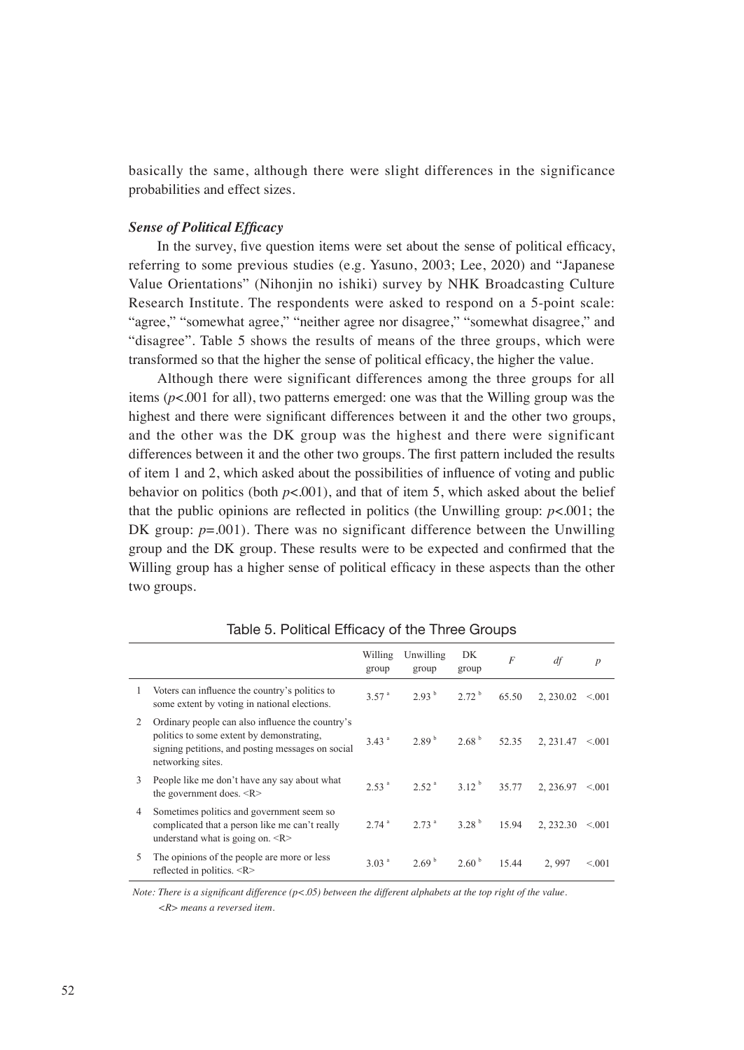basically the same, although there were slight differences in the significance probabilities and effect sizes.

### *Sense of Political Efficacy*

In the survey, five question items were set about the sense of political efficacy, referring to some previous studies (e.g. Yasuno, 2003; Lee, 2020) and "Japanese Value Orientations" (Nihonjin no ishiki) survey by NHK Broadcasting Culture Research Institute. The respondents were asked to respond on a 5-point scale: "agree," "somewhat agree," "neither agree nor disagree," "somewhat disagree," and "disagree". Table 5 shows the results of means of the three groups, which were transformed so that the higher the sense of political efficacy, the higher the value.

Although there were significant differences among the three groups for all items ($p$<.001 for all), two patterns emerged: one was that the Willing group was the highest and there were significant differences between it and the other two groups, and the other was the DK group was the highest and there were significant differences between it and the other two groups. The first pattern included the results of item 1 and 2, which asked about the possibilities of influence of voting and public behavior on politics (both $p$<.001), and that of item 5, which asked about the belief that the public opinions are reflected in politics (the Unwilling group: $p$<.001; the DK group: $p$=.001). There was no significant difference between the Unwilling group and the DK group. These results were to be expected and confirmed that the Willing group has a higher sense of political efficacy in these aspects than the other two groups.

Table 5. Political Efficacy of the Three Groups

| | | Willing group | Unwilling group | DK group | $F$ | $df$ | $p$ |
|---|---|---|---|---|---|---|---|
| 1 | Voters can influence the country's politics to some extent by voting in national elections. | 3.57 [a] | 2.93 [b] | 2.72 [b] | 65.50 | 2, 230.02 | <.001 |
| 2 | Ordinary people can also influence the country's politics to some extent by demonstrating, signing petitions, and posting messages on social networking sites. | 3.43 [a] | 2.89 [b] | 2.68 [b] | 52.35 | 2, 231.47 | <.001 |
| 3 | People like me don't have any say about what the government does. <R> | 2.53 [a] | 2.52 [a] | 3.12 [b] | 35.77 | 2, 236.97 | <.001 |
| 4 | Sometimes politics and government seem so complicated that a person like me can't really understand what is going on. <R> | 2.74 [a] | 2.73 [a] | 3.28 [b] | 15.94 | 2, 232.30 | <.001 |
| 5 | The opinions of the people are more or less reflected in politics. <R> | 3.03 [a] | 2.69 [b] | 2.60 [b] | 15.44 | 2, 997 | <.001 |

*Note: There is a significant difference (p<.05) between the different alphabets at the top right of the value.*
*<R> means a reversed item.*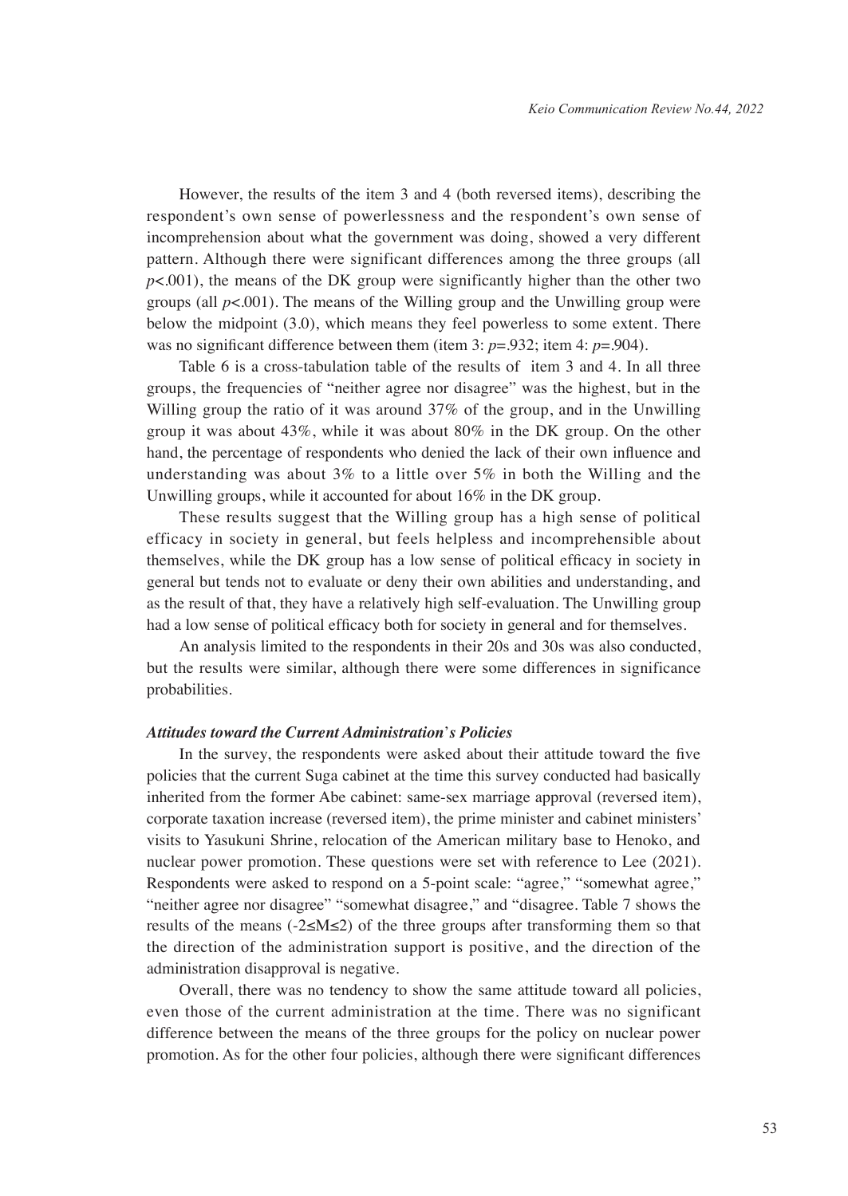However, the results of the item 3 and 4 (both reversed items), describing the respondent's own sense of powerlessness and the respondent's own sense of incomprehension about what the government was doing, showed a very different pattern. Although there were significant differences among the three groups (all $p<.001$), the means of the DK group were significantly higher than the other two groups (all $p<.001$). The means of the Willing group and the Unwilling group were below the midpoint (3.0), which means they feel powerless to some extent. There was no significant difference between them (item 3: $p=.932$; item 4: $p=.904$).

Table 6 is a cross-tabulation table of the results of item 3 and 4. In all three groups, the frequencies of "neither agree nor disagree" was the highest, but in the Willing group the ratio of it was around 37% of the group, and in the Unwilling group it was about 43%, while it was about 80% in the DK group. On the other hand, the percentage of respondents who denied the lack of their own influence and understanding was about 3% to a little over 5% in both the Willing and the Unwilling groups, while it accounted for about 16% in the DK group.

These results suggest that the Willing group has a high sense of political efficacy in society in general, but feels helpless and incomprehensible about themselves, while the DK group has a low sense of political efficacy in society in general but tends not to evaluate or deny their own abilities and understanding, and as the result of that, they have a relatively high self-evaluation. The Unwilling group had a low sense of political efficacy both for society in general and for themselves.

An analysis limited to the respondents in their 20s and 30s was also conducted, but the results were similar, although there were some differences in significance probabilities.

### *Attitudes toward the Current Administration's Policies*

In the survey, the respondents were asked about their attitude toward the five policies that the current Suga cabinet at the time this survey conducted had basically inherited from the former Abe cabinet: same-sex marriage approval (reversed item), corporate taxation increase (reversed item), the prime minister and cabinet ministers' visits to Yasukuni Shrine, relocation of the American military base to Henoko, and nuclear power promotion. These questions were set with reference to Lee (2021). Respondents were asked to respond on a 5-point scale: "agree," "somewhat agree," "neither agree nor disagree" "somewhat disagree," and "disagree. Table 7 shows the results of the means ($-2 \leq M \leq 2$) of the three groups after transforming them so that the direction of the administration support is positive, and the direction of the administration disapproval is negative.

Overall, there was no tendency to show the same attitude toward all policies, even those of the current administration at the time. There was no significant difference between the means of the three groups for the policy on nuclear power promotion. As for the other four policies, although there were significant differences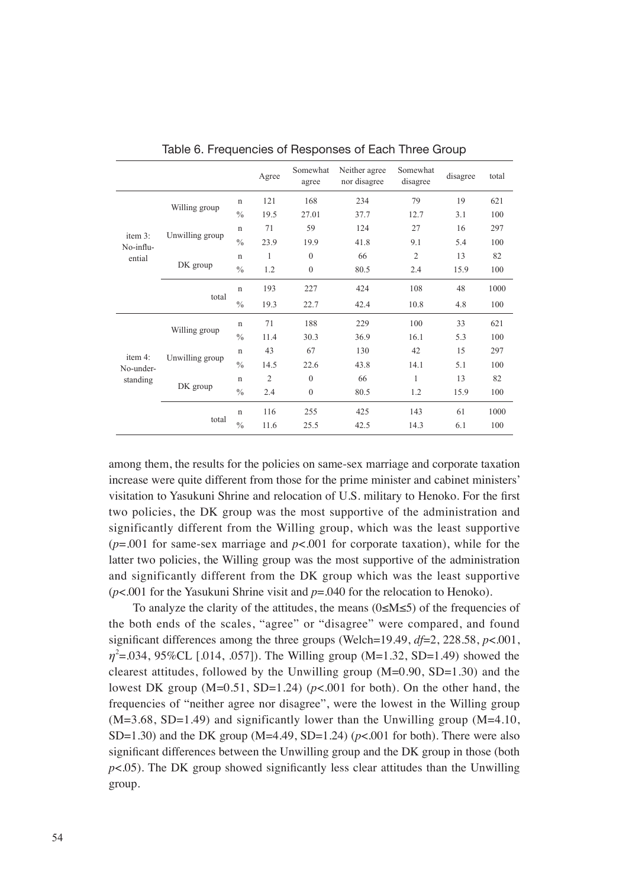Table 6. Frequencies of Responses of Each Three Group

| | | | Agree | Somewhat agree | Neither agree nor disagree | Somewhat disagree | disagree | total |
|---|---|---|---|---|---|---|---|---|
| item 3: No-influential | Willing group | n | 121 | 168 | 234 | 79 | 19 | 621 |
| | | % | 19.5 | 27.01 | 37.7 | 12.7 | 3.1 | 100 |
| | Unwilling group | n | 71 | 59 | 124 | 27 | 16 | 297 |
| | | % | 23.9 | 19.9 | 41.8 | 9.1 | 5.4 | 100 |
| | DK group | n | 1 | 0 | 66 | 2 | 13 | 82 |
| | | % | 1.2 | 0 | 80.5 | 2.4 | 15.9 | 100 |
| | total | n | 193 | 227 | 424 | 108 | 48 | 1000 |
| | | % | 19.3 | 22.7 | 42.4 | 10.8 | 4.8 | 100 |
| item 4: No-understanding | Willing group | n | 71 | 188 | 229 | 100 | 33 | 621 |
| | | % | 11.4 | 30.3 | 36.9 | 16.1 | 5.3 | 100 |
| | Unwilling group | n | 43 | 67 | 130 | 42 | 15 | 297 |
| | | % | 14.5 | 22.6 | 43.8 | 14.1 | 5.1 | 100 |
| | DK group | n | 2 | 0 | 66 | 1 | 13 | 82 |
| | | % | 2.4 | 0 | 80.5 | 1.2 | 15.9 | 100 |
| | total | n | 116 | 255 | 425 | 143 | 61 | 1000 |
| | | % | 11.6 | 25.5 | 42.5 | 14.3 | 6.1 | 100 |

among them, the results for the policies on same-sex marriage and corporate taxation increase were quite different from those for the prime minister and cabinet ministers' visitation to Yasukuni Shrine and relocation of U.S. military to Henoko. For the first two policies, the DK group was the most supportive of the administration and significantly different from the Willing group, which was the least supportive ($p$=.001 for same-sex marriage and $p$<.001 for corporate taxation), while for the latter two policies, the Willing group was the most supportive of the administration and significantly different from the DK group which was the least supportive ($p$<.001 for the Yasukuni Shrine visit and $p$=.040 for the relocation to Henoko).

To analyze the clarity of the attitudes, the means ($0 \leq M \leq 5$) of the frequencies of the both ends of the scales, "agree" or "disagree" were compared, and found significant differences among the three groups (Welch=19.49, $df$=2, 228.58, $p$<.001, $\eta^2$=.034, 95%CL [.014, .057]). The Willing group (M=1.32, SD=1.49) showed the clearest attitudes, followed by the Unwilling group (M=0.90, SD=1.30) and the lowest DK group (M=0.51, SD=1.24) ($p$<.001 for both). On the other hand, the frequencies of "neither agree nor disagree", were the lowest in the Willing group (M=3.68, SD=1.49) and significantly lower than the Unwilling group (M=4.10, SD=1.30) and the DK group (M=4.49, SD=1.24) ($p$<.001 for both). There were also significant differences between the Unwilling group and the DK group in those (both $p$<.05). The DK group showed significantly less clear attitudes than the Unwilling group.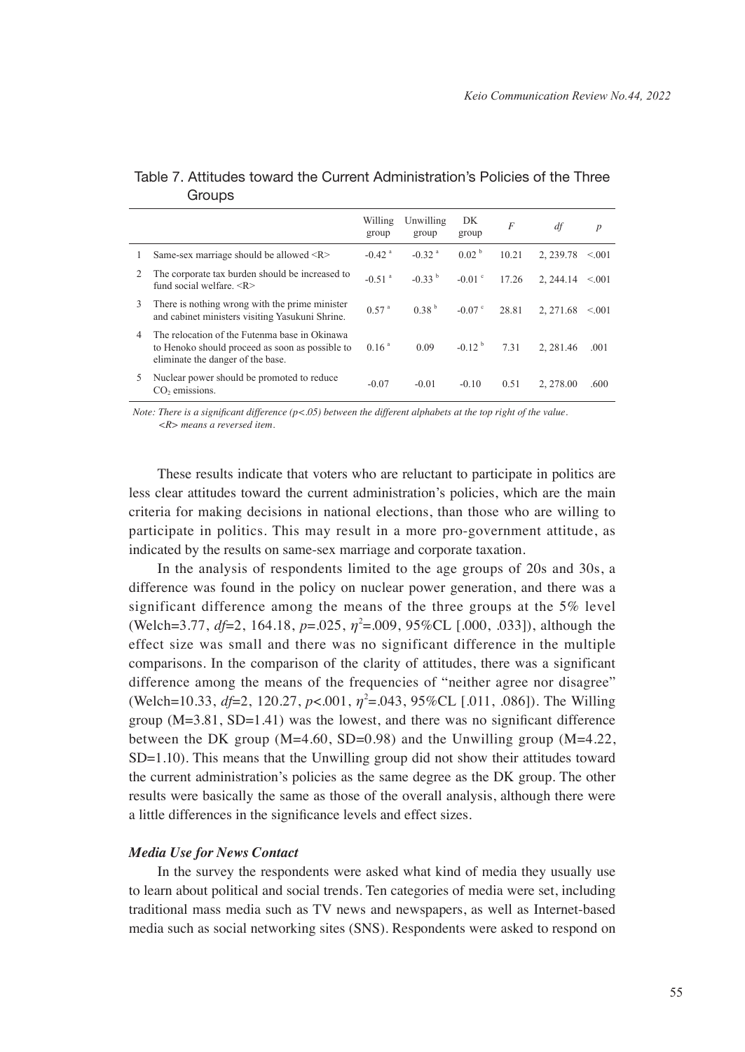Table 7. Attitudes toward the Current Administration's Policies of the Three Groups

| | | Willing group | Unwilling group | DK group | $F$ | $df$ | $p$ |
|---|---|---|---|---|---|---|---|
| 1 | Same-sex marriage should be allowed <R> | -0.42 [a] | -0.32 [a] | 0.02 [b] | 10.21 | 2, 239.78 | <.001 |
| 2 | The corporate tax burden should be increased to fund social welfare. <R> | -0.51 [a] | -0.33 [b] | -0.01 [c] | 17.26 | 2, 244.14 | <.001 |
| 3 | There is nothing wrong with the prime minister and cabinet ministers visiting Yasukuni Shrine. | 0.57 [a] | 0.38 [b] | -0.07 [c] | 28.81 | 2, 271.68 | <.001 |
| 4 | The relocation of the Futenma base in Okinawa to Henoko should proceed as soon as possible to eliminate the danger of the base. | 0.16 [a] | 0.09 | -0.12 [b] | 7.31 | 2, 281.46 | .001 |
| 5 | Nuclear power should be promoted to reduce $CO_2$ emissions. | -0.07 | -0.01 | -0.10 | 0.51 | 2, 278.00 | .600 |

*Note: There is a significant difference (p<.05) between the different alphabets at the top right of the value.*
*<R> means a reversed item.*

These results indicate that voters who are reluctant to participate in politics are less clear attitudes toward the current administration's policies, which are the main criteria for making decisions in national elections, than those who are willing to participate in politics. This may result in a more pro-government attitude, as indicated by the results on same-sex marriage and corporate taxation.

In the analysis of respondents limited to the age groups of 20s and 30s, a difference was found in the policy on nuclear power generation, and there was a significant difference among the means of the three groups at the 5% level (Welch=3.77, $df$=2, 164.18, $p$=.025, $\eta^2$=.009, 95%CL [.000, .033]), although the effect size was small and there was no significant difference in the multiple comparisons. In the comparison of the clarity of attitudes, there was a significant difference among the means of the frequencies of "neither agree nor disagree" (Welch=10.33, $df$=2, 120.27, $p$<.001, $\eta^2$=.043, 95%CL [.011, .086]). The Willing group (M=3.81, SD=1.41) was the lowest, and there was no significant difference between the DK group (M=4.60, SD=0.98) and the Unwilling group (M=4.22, SD=1.10). This means that the Unwilling group did not show their attitudes toward the current administration's policies as the same degree as the DK group. The other results were basically the same as those of the overall analysis, although there were a little differences in the significance levels and effect sizes.

### *Media Use for News Contact*

In the survey the respondents were asked what kind of media they usually use to learn about political and social trends. Ten categories of media were set, including traditional mass media such as TV news and newspapers, as well as Internet-based media such as social networking sites (SNS). Respondents were asked to respond on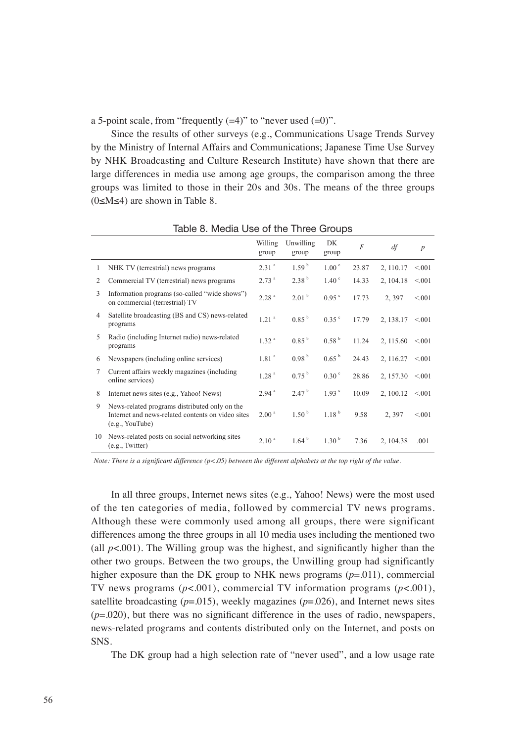a 5-point scale, from "frequently (=4)" to "never used (=0)".

Since the results of other surveys (e.g., Communications Usage Trends Survey by the Ministry of Internal Affairs and Communications; Japanese Time Use Survey by NHK Broadcasting and Culture Research Institute) have shown that there are large differences in media use among age groups, the comparison among the three groups was limited to those in their 20s and 30s. The means of the three groups ($0 \leq M \leq 4$) are shown in Table 8.

Table 8. Media Use of the Three Groups

| | | Willing group | Unwilling group | DK group | $F$ | $df$ | $p$ |
|---|---|---|---|---|---|---|---|
| 1 | NHK TV (terrestrial) news programs | 2.31 [a] | 1.59 [b] | 1.00 [c] | 23.87 | 2, 110.17 | <.001 |
| 2 | Commercial TV (terrestrial) news programs | 2.73 [a] | 2.38 [b] | 1.40 [c] | 14.33 | 2, 104.18 | <.001 |
| 3 | Information programs (so-called "wide shows") on commercial (terrestrial) TV | 2.28 [a] | 2.01 [b] | 0.95 [c] | 17.73 | 2, 397 | <.001 |
| 4 | Satellite broadcasting (BS and CS) news-related programs | 1.21 [a] | 0.85 [b] | 0.35 [c] | 17.79 | 2, 138.17 | <.001 |
| 5 | Radio (including Internet radio) news-related programs | 1.32 [a] | 0.85 [b] | 0.58 [b] | 11.24 | 2, 115.60 | <.001 |
| 6 | Newspapers (including online services) | 1.81 [a] | 0.98 [b] | 0.65 [b] | 24.43 | 2, 116.27 | <.001 |
| 7 | Current affairs weekly magazines (including online services) | 1.28 [a] | 0.75 [b] | 0.30 [c] | 28.86 | 2, 157.30 | <.001 |
| 8 | Internet news sites (e.g., Yahoo! News) | 2.94 [a] | 2.47 [b] | 1.93 [c] | 10.09 | 2, 100.12 | <.001 |
| 9 | News-related programs distributed only on the Internet and news-related contents on video sites (e.g., YouTube) | 2.00 [a] | 1.50 [b] | 1.18 [b] | 9.58 | 2, 397 | <.001 |
| 10 | News-related posts on social networking sites (e.g., Twitter) | 2.10 [a] | 1.64 [b] | 1.30 [b] | 7.36 | 2, 104.38 | .001 |

*Note: There is a significant difference ($p<.05$) between the different alphabets at the top right of the value.*

In all three groups, Internet news sites (e.g., Yahoo! News) were the most used of the ten categories of media, followed by commercial TV news programs. Although these were commonly used among all groups, there were significant differences among the three groups in all 10 media uses including the mentioned two (all $p<.001$). The Willing group was the highest, and significantly higher than the other two groups. Between the two groups, the Unwilling group had significantly higher exposure than the DK group to NHK news programs ($p=.011$), commercial TV news programs ($p<.001$), commercial TV information programs ($p<.001$), satellite broadcasting ($p=.015$), weekly magazines ($p=.026$), and Internet news sites ($p=.020$), but there was no significant difference in the uses of radio, newspapers, news-related programs and contents distributed only on the Internet, and posts on SNS.

The DK group had a high selection rate of "never used", and a low usage rate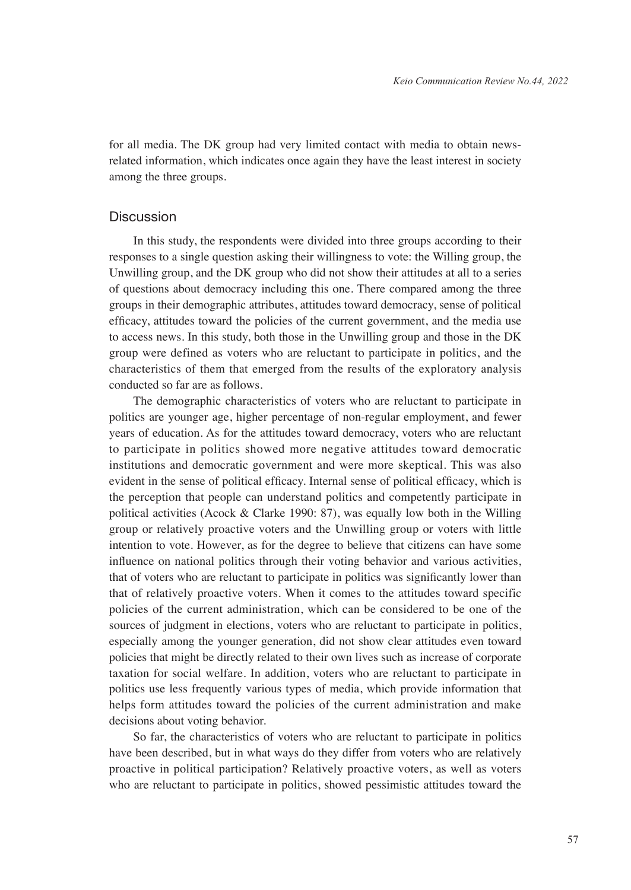for all media. The DK group had very limited contact with media to obtain news-related information, which indicates once again they have the least interest in society among the three groups.

## Discussion

In this study, the respondents were divided into three groups according to their responses to a single question asking their willingness to vote: the Willing group, the Unwilling group, and the DK group who did not show their attitudes at all to a series of questions about democracy including this one. There compared among the three groups in their demographic attributes, attitudes toward democracy, sense of political efficacy, attitudes toward the policies of the current government, and the media use to access news. In this study, both those in the Unwilling group and those in the DK group were defined as voters who are reluctant to participate in politics, and the characteristics of them that emerged from the results of the exploratory analysis conducted so far are as follows.

The demographic characteristics of voters who are reluctant to participate in politics are younger age, higher percentage of non-regular employment, and fewer years of education. As for the attitudes toward democracy, voters who are reluctant to participate in politics showed more negative attitudes toward democratic institutions and democratic government and were more skeptical. This was also evident in the sense of political efficacy. Internal sense of political efficacy, which is the perception that people can understand politics and competently participate in political activities (Acock & Clarke 1990: 87), was equally low both in the Willing group or relatively proactive voters and the Unwilling group or voters with little intention to vote. However, as for the degree to believe that citizens can have some influence on national politics through their voting behavior and various activities, that of voters who are reluctant to participate in politics was significantly lower than that of relatively proactive voters. When it comes to the attitudes toward specific policies of the current administration, which can be considered to be one of the sources of judgment in elections, voters who are reluctant to participate in politics, especially among the younger generation, did not show clear attitudes even toward policies that might be directly related to their own lives such as increase of corporate taxation for social welfare. In addition, voters who are reluctant to participate in politics use less frequently various types of media, which provide information that helps form attitudes toward the policies of the current administration and make decisions about voting behavior.

So far, the characteristics of voters who are reluctant to participate in politics have been described, but in what ways do they differ from voters who are relatively proactive in political participation? Relatively proactive voters, as well as voters who are reluctant to participate in politics, showed pessimistic attitudes toward the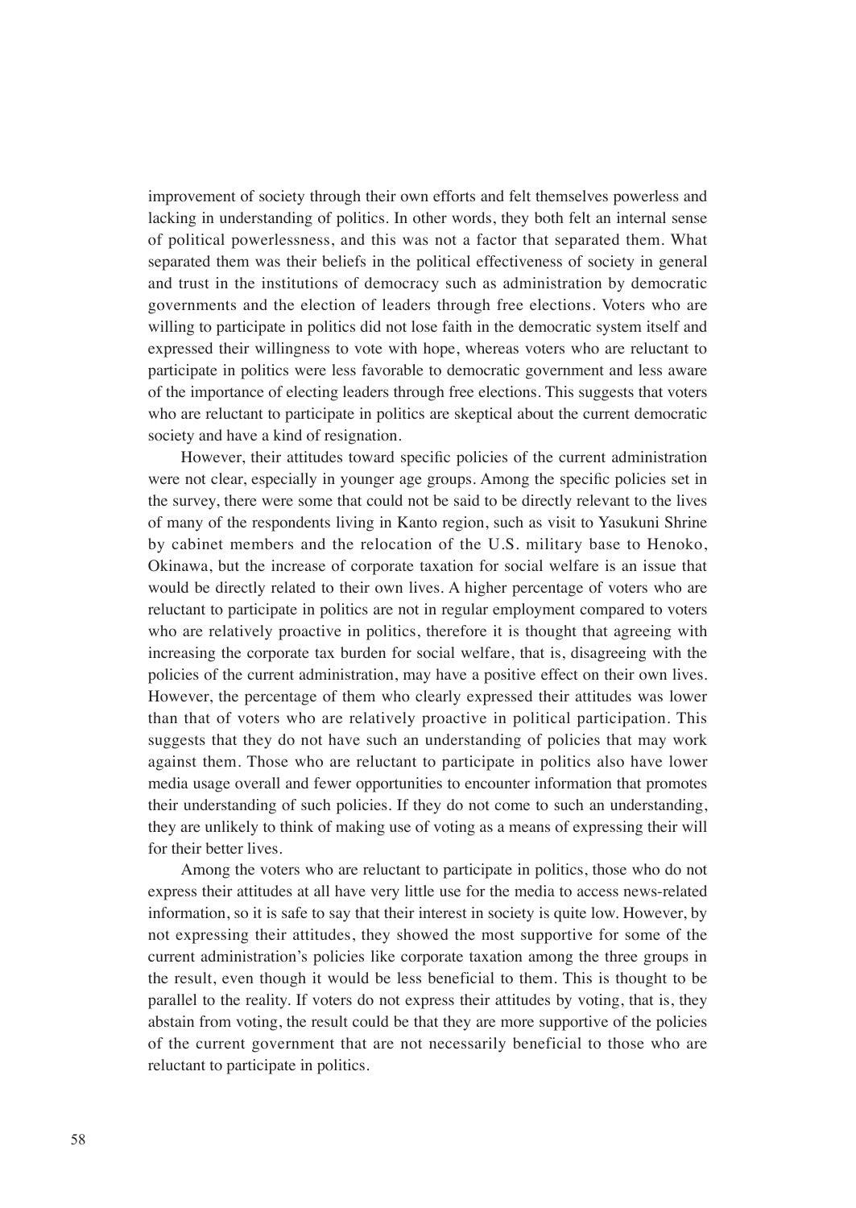improvement of society through their own efforts and felt themselves powerless and lacking in understanding of politics. In other words, they both felt an internal sense of political powerlessness, and this was not a factor that separated them. What separated them was their beliefs in the political effectiveness of society in general and trust in the institutions of democracy such as administration by democratic governments and the election of leaders through free elections. Voters who are willing to participate in politics did not lose faith in the democratic system itself and expressed their willingness to vote with hope, whereas voters who are reluctant to participate in politics were less favorable to democratic government and less aware of the importance of electing leaders through free elections. This suggests that voters who are reluctant to participate in politics are skeptical about the current democratic society and have a kind of resignation.

However, their attitudes toward specific policies of the current administration were not clear, especially in younger age groups. Among the specific policies set in the survey, there were some that could not be said to be directly relevant to the lives of many of the respondents living in Kanto region, such as visit to Yasukuni Shrine by cabinet members and the relocation of the U.S. military base to Henoko, Okinawa, but the increase of corporate taxation for social welfare is an issue that would be directly related to their own lives. A higher percentage of voters who are reluctant to participate in politics are not in regular employment compared to voters who are relatively proactive in politics, therefore it is thought that agreeing with increasing the corporate tax burden for social welfare, that is, disagreeing with the policies of the current administration, may have a positive effect on their own lives. However, the percentage of them who clearly expressed their attitudes was lower than that of voters who are relatively proactive in political participation. This suggests that they do not have such an understanding of policies that may work against them. Those who are reluctant to participate in politics also have lower media usage overall and fewer opportunities to encounter information that promotes their understanding of such policies. If they do not come to such an understanding, they are unlikely to think of making use of voting as a means of expressing their will for their better lives.

Among the voters who are reluctant to participate in politics, those who do not express their attitudes at all have very little use for the media to access news-related information, so it is safe to say that their interest in society is quite low. However, by not expressing their attitudes, they showed the most supportive for some of the current administration's policies like corporate taxation among the three groups in the result, even though it would be less beneficial to them. This is thought to be parallel to the reality. If voters do not express their attitudes by voting, that is, they abstain from voting, the result could be that they are more supportive of the policies of the current government that are not necessarily beneficial to those who are reluctant to participate in politics.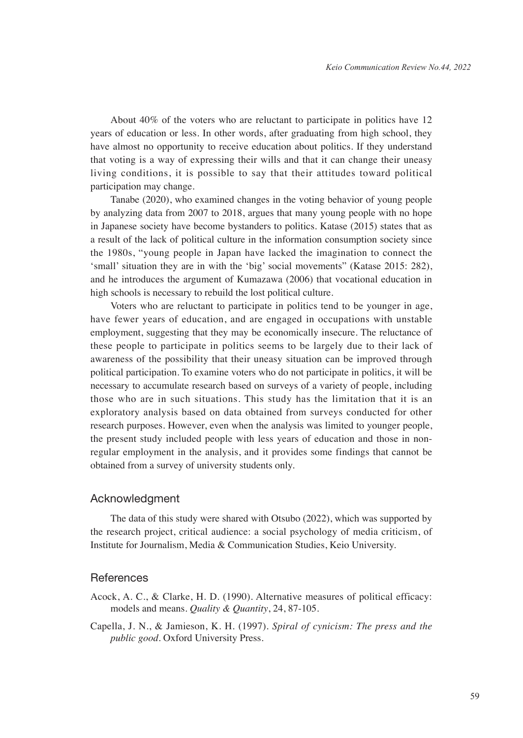About 40% of the voters who are reluctant to participate in politics have 12 years of education or less. In other words, after graduating from high school, they have almost no opportunity to receive education about politics. If they understand that voting is a way of expressing their wills and that it can change their uneasy living conditions, it is possible to say that their attitudes toward political participation may change.

Tanabe (2020), who examined changes in the voting behavior of young people by analyzing data from 2007 to 2018, argues that many young people with no hope in Japanese society have become bystanders to politics. Katase (2015) states that as a result of the lack of political culture in the information consumption society since the 1980s, "young people in Japan have lacked the imagination to connect the 'small' situation they are in with the 'big' social movements" (Katase 2015: 282), and he introduces the argument of Kumazawa (2006) that vocational education in high schools is necessary to rebuild the lost political culture.

Voters who are reluctant to participate in politics tend to be younger in age, have fewer years of education, and are engaged in occupations with unstable employment, suggesting that they may be economically insecure. The reluctance of these people to participate in politics seems to be largely due to their lack of awareness of the possibility that their uneasy situation can be improved through political participation. To examine voters who do not participate in politics, it will be necessary to accumulate research based on surveys of a variety of people, including those who are in such situations. This study has the limitation that it is an exploratory analysis based on data obtained from surveys conducted for other research purposes. However, even when the analysis was limited to younger people, the present study included people with less years of education and those in non-regular employment in the analysis, and it provides some findings that cannot be obtained from a survey of university students only.

## Acknowledgment

The data of this study were shared with Otsubo (2022), which was supported by the research project, critical audience: a social psychology of media criticism, of Institute for Journalism, Media & Communication Studies, Keio University.

## References

Acock, A. C., & Clarke, H. D. (1990). Alternative measures of political efficacy: models and means. *Quality & Quantity*, 24, 87-105.

Capella, J. N., & Jamieson, K. H. (1997). *Spiral of cynicism: The press and the public good*. Oxford University Press.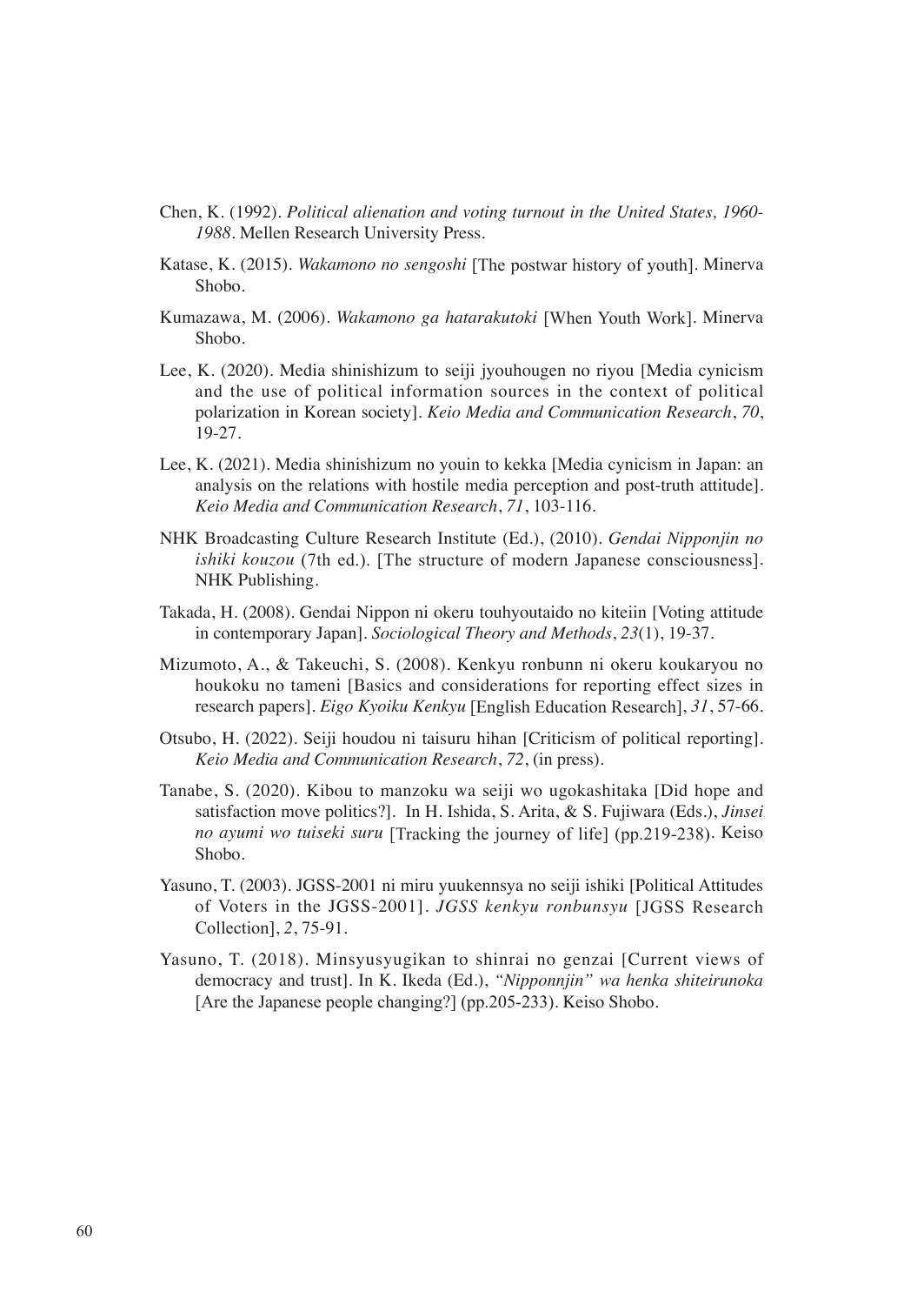Chen, K. (1992). *Political alienation and voting turnout in the United States, 1960-1988*. Mellen Research University Press.

Katase, K. (2015). *Wakamono no sengoshi* [The postwar history of youth]. Minerva Shobo.

Kumazawa, M. (2006). *Wakamono ga hatarakutoki* [When Youth Work]. Minerva Shobo.

Lee, K. (2020). Media shinishizum to seiji jyouhougen no riyou [Media cynicism and the use of political information sources in the context of political polarization in Korean society]. *Keio Media and Communication Research*, *70*, 19-27.

Lee, K. (2021). Media shinishizum no youin to kekka [Media cynicism in Japan: an analysis on the relations with hostile media perception and post-truth attitude]. *Keio Media and Communication Research*, *71*, 103-116.

NHK Broadcasting Culture Research Institute (Ed.), (2010). *Gendai Nipponjin no ishiki kouzou* (7th ed.). [The structure of modern Japanese consciousness]. NHK Publishing.

Takada, H. (2008). Gendai Nippon ni okeru touhyoutaido no kiteiin [Voting attitude in contemporary Japan]. *Sociological Theory and Methods*, *23*(1), 19-37.

Mizumoto, A., & Takeuchi, S. (2008). Kenkyu ronbunn ni okeru koukaryou no houkoku no tameni [Basics and considerations for reporting effect sizes in research papers]. *Eigo Kyoiku Kenkyu* [English Education Research], *31*, 57-66.

Otsubo, H. (2022). Seiji houdou ni taisuru hihan [Criticism of political reporting]. *Keio Media and Communication Research*, *72*, (in press).

Tanabe, S. (2020). Kibou to manzoku wa seiji wo ugokashitaka [Did hope and satisfaction move politics?]. In H. Ishida, S. Arita, & S. Fujiwara (Eds.), *Jinsei no ayumi wo tuiseki suru* [Tracking the journey of life] (pp.219-238). Keiso Shobo.

Yasuno, T. (2003). JGSS-2001 ni miru yuukennsya no seiji ishiki [Political Attitudes of Voters in the JGSS-2001]. *JGSS kenkyu ronbunsyu* [JGSS Research Collection], *2*, 75-91.

Yasuno, T. (2018). Minsyusyugikan to shinrai no genzai [Current views of democracy and trust]. In K. Ikeda (Ed.), *"Nipponnjin" wa henka shiteirunoka* [Are the Japanese people changing?] (pp.205-233). Keiso Shobo.